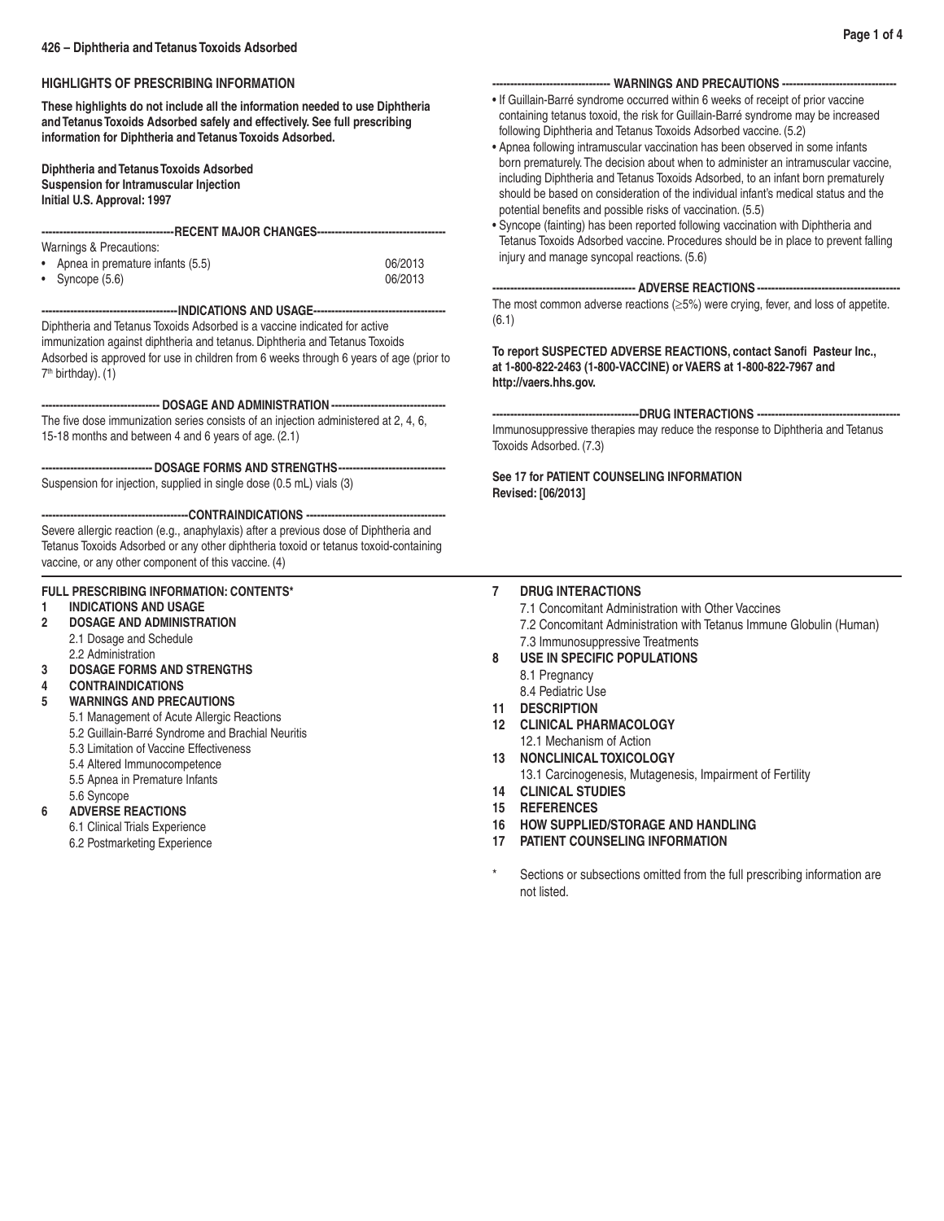**426 – Diphtheria and Tetanus Toxoids Adsorbed**

## HIGHLIGHTS OF PRESCRIBING INFORMATION

**These highlights do not include all the information needed to use Diphtheria and Tetanus Toxoids Adsorbed safely and effectively. See full prescribing information for Diphtheria and Tetanus Toxoids Adsorbed.**

**Diphtheria and Tetanus Toxoids Adsorbed**
**Suspension for Intramuscular Injection**
**Initial U.S. Approval: 1997**

### RECENT MAJOR CHANGES

Warnings & Precautions:

| | |
|---|---|
| • Apnea in premature infants (5.5) | 06/2013 |
| • Syncope (5.6) | 06/2013 |

### INDICATIONS AND USAGE

Diphtheria and Tetanus Toxoids Adsorbed is a vaccine indicated for active immunization against diphtheria and tetanus. Diphtheria and Tetanus Toxoids Adsorbed is approved for use in children from 6 weeks through 6 years of age (prior to 7th birthday). (1)

### DOSAGE AND ADMINISTRATION

The five dose immunization series consists of an injection administered at 2, 4, 6, 15-18 months and between 4 and 6 years of age. (2.1)

### DOSAGE FORMS AND STRENGTHS

Suspension for injection, supplied in single dose (0.5 mL) vials (3)

### CONTRAINDICATIONS

Severe allergic reaction (e.g., anaphylaxis) after a previous dose of Diphtheria and Tetanus Toxoids Adsorbed or any other diphtheria toxoid or tetanus toxoid-containing vaccine, or any other component of this vaccine. (4)

### WARNINGS AND PRECAUTIONS

- If Guillain-Barré syndrome occurred within 6 weeks of receipt of prior vaccine containing tetanus toxoid, the risk for Guillain-Barré syndrome may be increased following Diphtheria and Tetanus Toxoids Adsorbed vaccine. (5.2)
- Apnea following intramuscular vaccination has been observed in some infants born prematurely. The decision about when to administer an intramuscular vaccine, including Diphtheria and Tetanus Toxoids Adsorbed, to an infant born prematurely should be based on consideration of the individual infant's medical status and the potential benefits and possible risks of vaccination. (5.5)
- Syncope (fainting) has been reported following vaccination with Diphtheria and Tetanus Toxoids Adsorbed vaccine. Procedures should be in place to prevent falling injury and manage syncopal reactions. (5.6)

### ADVERSE REACTIONS

The most common adverse reactions (≥5%) were crying, fever, and loss of appetite. (6.1)

**To report SUSPECTED ADVERSE REACTIONS, contact Sanofi Pasteur Inc., at 1-800-822-2463 (1-800-VACCINE) or VAERS at 1-800-822-7967 and http://vaers.hhs.gov.**

### DRUG INTERACTIONS

Immunosuppressive therapies may reduce the response to Diphtheria and Tetanus Toxoids Adsorbed. (7.3)

**See 17 for PATIENT COUNSELING INFORMATION**
**Revised: [06/2013]**

## FULL PRESCRIBING INFORMATION: CONTENTS*

**1 INDICATIONS AND USAGE**
**2 DOSAGE AND ADMINISTRATION**
- 2.1 Dosage and Schedule
- 2.2 Administration

**3 DOSAGE FORMS AND STRENGTHS**
**4 CONTRAINDICATIONS**
**5 WARNINGS AND PRECAUTIONS**
- 5.1 Management of Acute Allergic Reactions
- 5.2 Guillain-Barré Syndrome and Brachial Neuritis
- 5.3 Limitation of Vaccine Effectiveness
- 5.4 Altered Immunocompetence
- 5.5 Apnea in Premature Infants
- 5.6 Syncope

**6 ADVERSE REACTIONS**
- 6.1 Clinical Trials Experience
- 6.2 Postmarketing Experience

**7 DRUG INTERACTIONS**
- 7.1 Concomitant Administration with Other Vaccines
- 7.2 Concomitant Administration with Tetanus Immune Globulin (Human)
- 7.3 Immunosuppressive Treatments

**8 USE IN SPECIFIC POPULATIONS**
- 8.1 Pregnancy
- 8.4 Pediatric Use

**11 DESCRIPTION**
**12 CLINICAL PHARMACOLOGY**
- 12.1 Mechanism of Action

**13 NONCLINICAL TOXICOLOGY**
- 13.1 Carcinogenesis, Mutagenesis, Impairment of Fertility

**14 CLINICAL STUDIES**
**15 REFERENCES**
**16 HOW SUPPLIED/STORAGE AND HANDLING**
**17 PATIENT COUNSELING INFORMATION**

\* Sections or subsections omitted from the full prescribing information are not listed.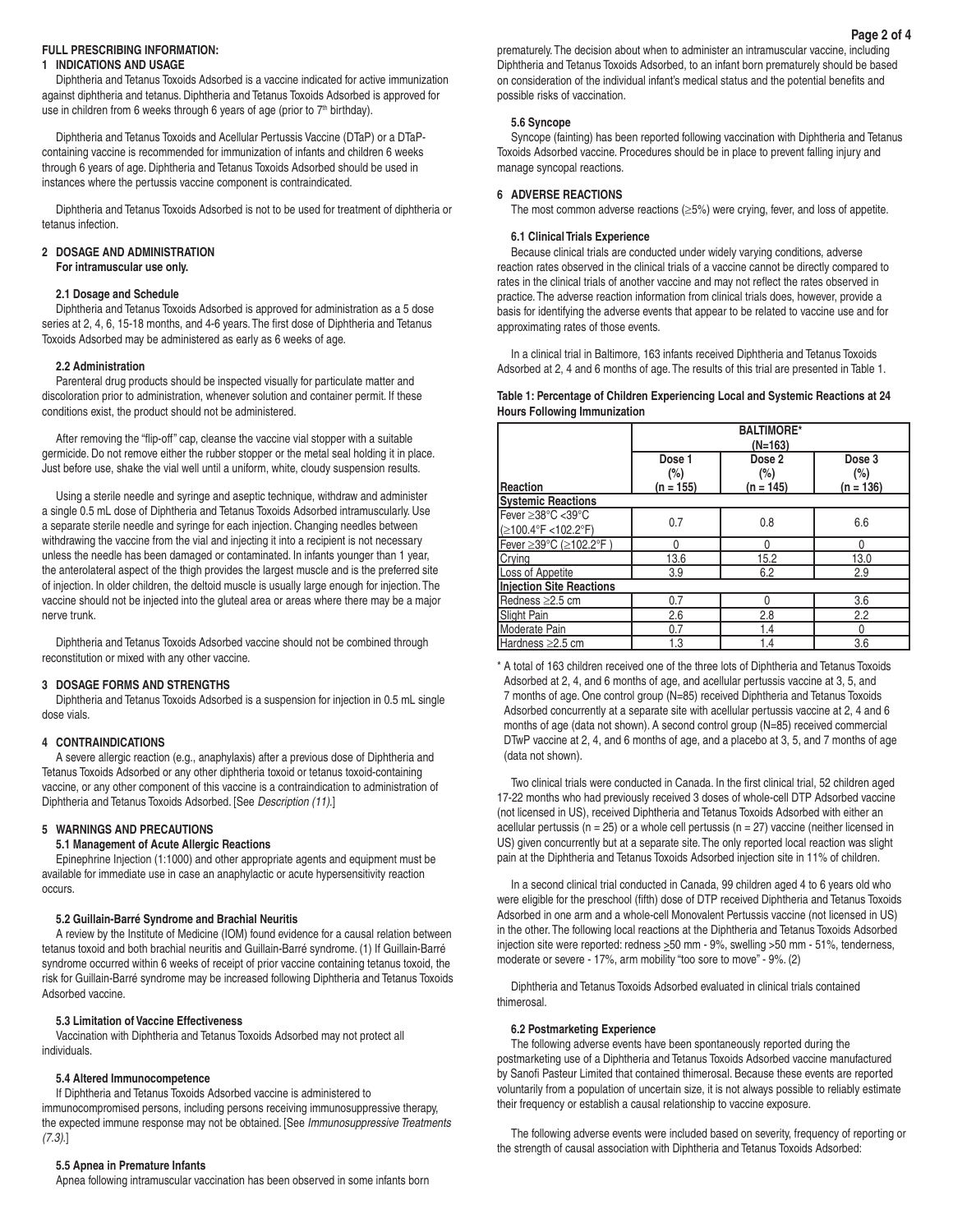## FULL PRESCRIBING INFORMATION:

### 1 INDICATIONS AND USAGE

Diphtheria and Tetanus Toxoids Adsorbed is a vaccine indicated for active immunization against diphtheria and tetanus. Diphtheria and Tetanus Toxoids Adsorbed is approved for use in children from 6 weeks through 6 years of age (prior to 7th birthday).

Diphtheria and Tetanus Toxoids and Acellular Pertussis Vaccine (DTaP) or a DTaP-containing vaccine is recommended for immunization of infants and children 6 weeks through 6 years of age. Diphtheria and Tetanus Toxoids Adsorbed should be used in instances where the pertussis vaccine component is contraindicated.

Diphtheria and Tetanus Toxoids Adsorbed is not to be used for treatment of diphtheria or tetanus infection.

### 2 DOSAGE AND ADMINISTRATION

**For intramuscular use only.**

#### 2.1 Dosage and Schedule

Diphtheria and Tetanus Toxoids Adsorbed is approved for administration as a 5 dose series at 2, 4, 6, 15-18 months, and 4-6 years. The first dose of Diphtheria and Tetanus Toxoids Adsorbed may be administered as early as 6 weeks of age.

#### 2.2 Administration

Parenteral drug products should be inspected visually for particulate matter and discoloration prior to administration, whenever solution and container permit. If these conditions exist, the product should not be administered.

After removing the "flip-off" cap, cleanse the vaccine vial stopper with a suitable germicide. Do not remove either the rubber stopper or the metal seal holding it in place. Just before use, shake the vial well until a uniform, white, cloudy suspension results.

Using a sterile needle and syringe and aseptic technique, withdraw and administer a single 0.5 mL dose of Diphtheria and Tetanus Toxoids Adsorbed intramuscularly. Use a separate sterile needle and syringe for each injection. Changing needles between withdrawing the vaccine from the vial and injecting it into a recipient is not necessary unless the needle has been damaged or contaminated. In infants younger than 1 year, the anterolateral aspect of the thigh provides the largest muscle and is the preferred site of injection. In older children, the deltoid muscle is usually large enough for injection. The vaccine should not be injected into the gluteal area or areas where there may be a major nerve trunk.

Diphtheria and Tetanus Toxoids Adsorbed vaccine should not be combined through reconstitution or mixed with any other vaccine.

### 3 DOSAGE FORMS AND STRENGTHS

Diphtheria and Tetanus Toxoids Adsorbed is a suspension for injection in 0.5 mL single dose vials.

### 4 CONTRAINDICATIONS

A severe allergic reaction (e.g., anaphylaxis) after a previous dose of Diphtheria and Tetanus Toxoids Adsorbed or any other diphtheria toxoid or tetanus toxoid-containing vaccine, or any other component of this vaccine is a contraindication to administration of Diphtheria and Tetanus Toxoids Adsorbed. [See *Description (11)*.]

### 5 WARNINGS AND PRECAUTIONS

#### 5.1 Management of Acute Allergic Reactions

Epinephrine Injection (1:1000) and other appropriate agents and equipment must be available for immediate use in case an anaphylactic or acute hypersensitivity reaction occurs.

#### 5.2 Guillain-Barré Syndrome and Brachial Neuritis

A review by the Institute of Medicine (IOM) found evidence for a causal relation between tetanus toxoid and both brachial neuritis and Guillain-Barré syndrome. (1) If Guillain-Barré syndrome occurred within 6 weeks of receipt of prior vaccine containing tetanus toxoid, the risk for Guillain-Barré syndrome may be increased following Diphtheria and Tetanus Toxoids Adsorbed vaccine.

#### 5.3 Limitation of Vaccine Effectiveness

Vaccination with Diphtheria and Tetanus Toxoids Adsorbed may not protect all individuals.

#### 5.4 Altered Immunocompetence

If Diphtheria and Tetanus Toxoids Adsorbed vaccine is administered to immunocompromised persons, including persons receiving immunosuppressive therapy, the expected immune response may not be obtained. [See *Immunosuppressive Treatments (7.3)*.]

#### 5.5 Apnea in Premature Infants

Apnea following intramuscular vaccination has been observed in some infants born prematurely. The decision about when to administer an intramuscular vaccine, including Diphtheria and Tetanus Toxoids Adsorbed, to an infant born prematurely should be based on consideration of the individual infant's medical status and the potential benefits and possible risks of vaccination.

#### 5.6 Syncope

Syncope (fainting) has been reported following vaccination with Diphtheria and Tetanus Toxoids Adsorbed vaccine. Procedures should be in place to prevent falling injury and manage syncopal reactions.

### 6 ADVERSE REACTIONS

The most common adverse reactions (≥5%) were crying, fever, and loss of appetite.

#### 6.1 Clinical Trials Experience

Because clinical trials are conducted under widely varying conditions, adverse reaction rates observed in the clinical trials of a vaccine cannot be directly compared to rates in the clinical trials of another vaccine and may not reflect the rates observed in practice. The adverse reaction information from clinical trials does, however, provide a basis for identifying the adverse events that appear to be related to vaccine use and for approximating rates of those events.

In a clinical trial in Baltimore, 163 infants received Diphtheria and Tetanus Toxoids Adsorbed at 2, 4 and 6 months of age. The results of this trial are presented in Table 1.

**Table 1: Percentage of Children Experiencing Local and Systemic Reactions at 24 Hours Following Immunization**

| | BALTIMORE* (N=163) | | |
|---|---|---|---|
| Reaction | Dose 1 (%) (n = 155) | Dose 2 (%) (n = 145) | Dose 3 (%) (n = 136) |
| **Systemic Reactions** | | | |
| Fever ≥38°C <39°C (≥100.4°F <102.2°F) | 0.7 | 0.8 | 6.6 |
| Fever ≥39°C (≥102.2°F ) | 0 | 0 | 0 |
| Crying | 13.6 | 15.2 | 13.0 |
| Loss of Appetite | 3.9 | 6.2 | 2.9 |
| **Injection Site Reactions** | | | |
| Redness ≥2.5 cm | 0.7 | 0 | 3.6 |
| Slight Pain | 2.6 | 2.8 | 2.2 |
| Moderate Pain | 0.7 | 1.4 | 0 |
| Hardness ≥2.5 cm | 1.3 | 1.4 | 3.6 |

\* A total of 163 children received one of the three lots of Diphtheria and Tetanus Toxoids Adsorbed at 2, 4, and 6 months of age, and acellular pertussis vaccine at 3, 5, and 7 months of age. One control group (N=85) received Diphtheria and Tetanus Toxoids Adsorbed concurrently at a separate site with acellular pertussis vaccine at 2, 4 and 6 months of age (data not shown). A second control group (N=85) received commercial DTwP vaccine at 2, 4, and 6 months of age, and a placebo at 3, 5, and 7 months of age (data not shown).

Two clinical trials were conducted in Canada. In the first clinical trial, 52 children aged 17-22 months who had previously received 3 doses of whole-cell DTP Adsorbed vaccine (not licensed in US), received Diphtheria and Tetanus Toxoids Adsorbed with either an acellular pertussis (n = 25) or a whole cell pertussis (n = 27) vaccine (neither licensed in US) given concurrently but at a separate site. The only reported local reaction was slight pain at the Diphtheria and Tetanus Toxoids Adsorbed injection site in 11% of children.

In a second clinical trial conducted in Canada, 99 children aged 4 to 6 years old who were eligible for the preschool (fifth) dose of DTP received Diphtheria and Tetanus Toxoids Adsorbed in one arm and a whole-cell Monovalent Pertussis vaccine (not licensed in US) in the other. The following local reactions at the Diphtheria and Tetanus Toxoids Adsorbed injection site were reported: redness ≥50 mm - 9%, swelling >50 mm - 51%, tenderness, moderate or severe - 17%, arm mobility "too sore to move" - 9%. (2)

Diphtheria and Tetanus Toxoids Adsorbed evaluated in clinical trials contained thimerosal.

#### 6.2 Postmarketing Experience

The following adverse events have been spontaneously reported during the postmarketing use of a Diphtheria and Tetanus Toxoids Adsorbed vaccine manufactured by Sanofi Pasteur Limited that contained thimerosal. Because these events are reported voluntarily from a population of uncertain size, it is not always possible to reliably estimate their frequency or establish a causal relationship to vaccine exposure.

The following adverse events were included based on severity, frequency of reporting or the strength of causal association with Diphtheria and Tetanus Toxoids Adsorbed: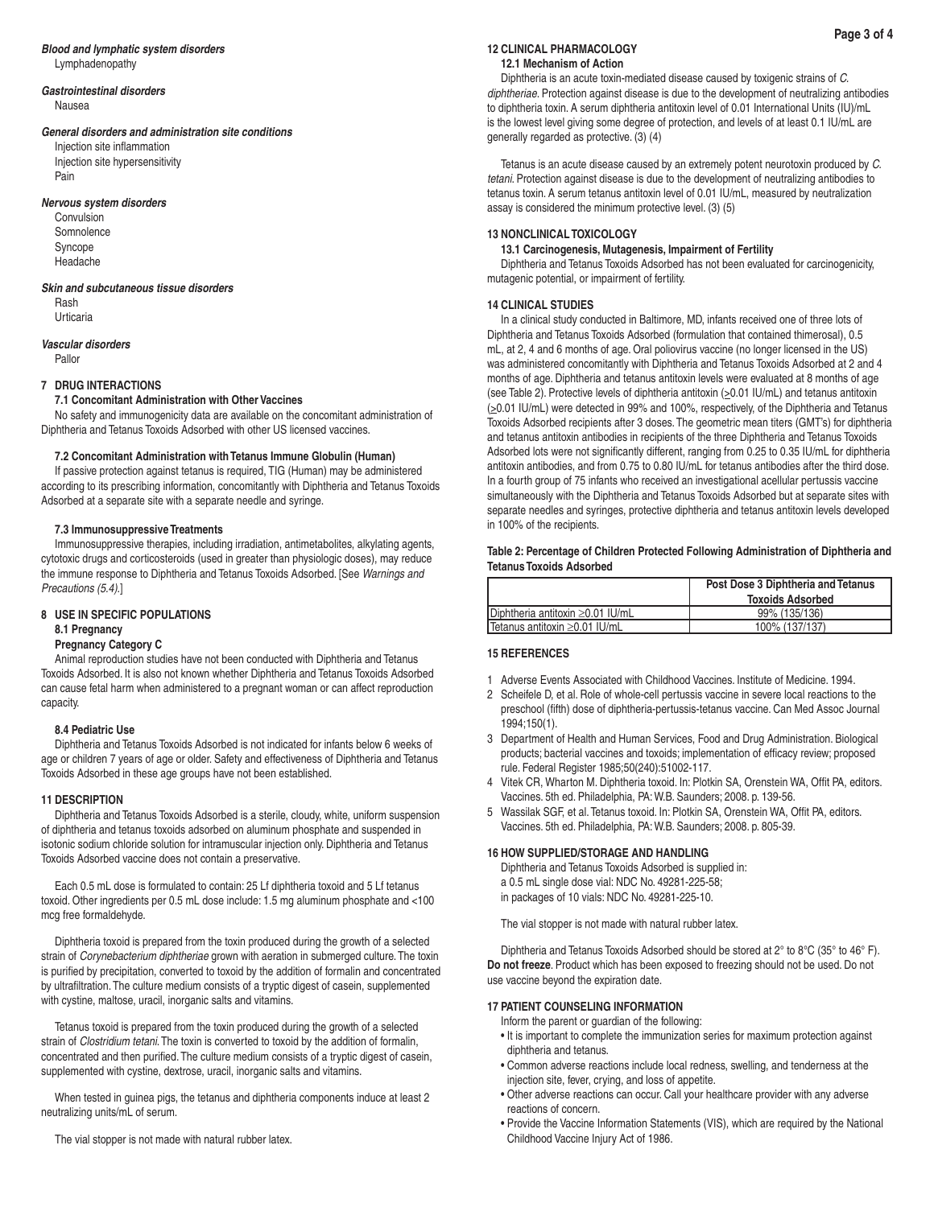***Blood and lymphatic system disorders***

Lymphadenopathy

***Gastrointestinal disorders***

Nausea

***General disorders and administration site conditions***

Injection site inflammation
Injection site hypersensitivity
Pain

***Nervous system disorders***

Convulsion
Somnolence
Syncope
Headache

***Skin and subcutaneous tissue disorders***

Rash
Urticaria

***Vascular disorders***

Pallor

## 7 DRUG INTERACTIONS

### 7.1 Concomitant Administration with Other Vaccines

No safety and immunogenicity data are available on the concomitant administration of Diphtheria and Tetanus Toxoids Adsorbed with other US licensed vaccines.

### 7.2 Concomitant Administration with Tetanus Immune Globulin (Human)

If passive protection against tetanus is required, TIG (Human) may be administered according to its prescribing information, concomitantly with Diphtheria and Tetanus Toxoids Adsorbed at a separate site with a separate needle and syringe.

### 7.3 Immunosuppressive Treatments

Immunosuppressive therapies, including irradiation, antimetabolites, alkylating agents, cytotoxic drugs and corticosteroids (used in greater than physiologic doses), may reduce the immune response to Diphtheria and Tetanus Toxoids Adsorbed. [See *Warnings and Precautions (5.4).*]

## 8 USE IN SPECIFIC POPULATIONS

### 8.1 Pregnancy

**Pregnancy Category C**

Animal reproduction studies have not been conducted with Diphtheria and Tetanus Toxoids Adsorbed. It is also not known whether Diphtheria and Tetanus Toxoids Adsorbed can cause fetal harm when administered to a pregnant woman or can affect reproduction capacity.

### 8.4 Pediatric Use

Diphtheria and Tetanus Toxoids Adsorbed is not indicated for infants below 6 weeks of age or children 7 years of age or older. Safety and effectiveness of Diphtheria and Tetanus Toxoids Adsorbed in these age groups have not been established.

## 11 DESCRIPTION

Diphtheria and Tetanus Toxoids Adsorbed is a sterile, cloudy, white, uniform suspension of diphtheria and tetanus toxoids adsorbed on aluminum phosphate and suspended in isotonic sodium chloride solution for intramuscular injection only. Diphtheria and Tetanus Toxoids Adsorbed vaccine does not contain a preservative.

Each 0.5 mL dose is formulated to contain: 25 Lf diphtheria toxoid and 5 Lf tetanus toxoid. Other ingredients per 0.5 mL dose include: 1.5 mg aluminum phosphate and <100 mcg free formaldehyde.

Diphtheria toxoid is prepared from the toxin produced during the growth of a selected strain of *Corynebacterium diphtheriae* grown with aeration in submerged culture. The toxin is purified by precipitation, converted to toxoid by the addition of formalin and concentrated by ultrafiltration. The culture medium consists of a tryptic digest of casein, supplemented with cystine, maltose, uracil, inorganic salts and vitamins.

Tetanus toxoid is prepared from the toxin produced during the growth of a selected strain of *Clostridium tetani.* The toxin is converted to toxoid by the addition of formalin, concentrated and then purified. The culture medium consists of a tryptic digest of casein, supplemented with cystine, dextrose, uracil, inorganic salts and vitamins.

When tested in guinea pigs, the tetanus and diphtheria components induce at least 2 neutralizing units/mL of serum.

The vial stopper is not made with natural rubber latex.

## 12 CLINICAL PHARMACOLOGY

### 12.1 Mechanism of Action

Diphtheria is an acute toxin-mediated disease caused by toxigenic strains of *C. diphtheriae*. Protection against disease is due to the development of neutralizing antibodies to diphtheria toxin. A serum diphtheria antitoxin level of 0.01 International Units (IU)/mL is the lowest level giving some degree of protection, and levels of at least 0.1 IU/mL are generally regarded as protective. (3) (4)

Tetanus is an acute disease caused by an extremely potent neurotoxin produced by *C. tetani*. Protection against disease is due to the development of neutralizing antibodies to tetanus toxin. A serum tetanus antitoxin level of 0.01 IU/mL, measured by neutralization assay is considered the minimum protective level. (3) (5)

## 13 NONCLINICAL TOXICOLOGY

### 13.1 Carcinogenesis, Mutagenesis, Impairment of Fertility

Diphtheria and Tetanus Toxoids Adsorbed has not been evaluated for carcinogenicity, mutagenic potential, or impairment of fertility.

## 14 CLINICAL STUDIES

In a clinical study conducted in Baltimore, MD, infants received one of three lots of Diphtheria and Tetanus Toxoids Adsorbed (formulation that contained thimerosal), 0.5 mL, at 2, 4 and 6 months of age. Oral poliovirus vaccine (no longer licensed in the US) was administered concomitantly with Diphtheria and Tetanus Toxoids Adsorbed at 2 and 4 months of age. Diphtheria and tetanus antitoxin levels were evaluated at 8 months of age (see Table 2). Protective levels of diphtheria antitoxin (≥0.01 IU/mL) and tetanus antitoxin (≥0.01 IU/mL) were detected in 99% and 100%, respectively, of the Diphtheria and Tetanus Toxoids Adsorbed recipients after 3 doses. The geometric mean titers (GMT's) for diphtheria and tetanus antitoxin antibodies in recipients of the three Diphtheria and Tetanus Toxoids Adsorbed lots were not significantly different, ranging from 0.25 to 0.35 IU/mL for diphtheria antitoxin antibodies, and from 0.75 to 0.80 IU/mL for tetanus antibodies after the third dose. In a fourth group of 75 infants who received an investigational acellular pertussis vaccine simultaneously with the Diphtheria and Tetanus Toxoids Adsorbed but at separate sites with separate needles and syringes, protective diphtheria and tetanus antitoxin levels developed in 100% of the recipients.

**Table 2: Percentage of Children Protected Following Administration of Diphtheria and Tetanus Toxoids Adsorbed**

| | Post Dose 3 Diphtheria and Tetanus Toxoids Adsorbed |
|---|---|
| Diphtheria antitoxin ≥0.01 IU/mL | 99% (135/136) |
| Tetanus antitoxin ≥0.01 IU/mL | 100% (137/137) |

## 15 REFERENCES

1 Adverse Events Associated with Childhood Vaccines. Institute of Medicine. 1994.
2 Scheifele D, et al. Role of whole-cell pertussis vaccine in severe local reactions to the preschool (fifth) dose of diphtheria-pertussis-tetanus vaccine. Can Med Assoc Journal 1994;150(1).
3 Department of Health and Human Services, Food and Drug Administration. Biological products; bacterial vaccines and toxoids; implementation of efficacy review; proposed rule. Federal Register 1985;50(240):51002-117.
4 Vitek CR, Wharton M. Diphtheria toxoid. In: Plotkin SA, Orenstein WA, Offit PA, editors. Vaccines. 5th ed. Philadelphia, PA: W.B. Saunders; 2008. p. 139-56.
5 Wassilak SGF, et al. Tetanus toxoid. In: Plotkin SA, Orenstein WA, Offit PA, editors. Vaccines. 5th ed. Philadelphia, PA: W.B. Saunders; 2008. p. 805-39.

## 16 HOW SUPPLIED/STORAGE AND HANDLING

Diphtheria and Tetanus Toxoids Adsorbed is supplied in:
a 0.5 mL single dose vial: NDC No. 49281-225-58;
in packages of 10 vials: NDC No. 49281-225-10.

The vial stopper is not made with natural rubber latex.

Diphtheria and Tetanus Toxoids Adsorbed should be stored at 2° to 8°C (35° to 46° F). **Do not freeze**. Product which has been exposed to freezing should not be used. Do not use vaccine beyond the expiration date.

## 17 PATIENT COUNSELING INFORMATION

Inform the parent or guardian of the following:

- It is important to complete the immunization series for maximum protection against diphtheria and tetanus.
- Common adverse reactions include local redness, swelling, and tenderness at the injection site, fever, crying, and loss of appetite.
- Other adverse reactions can occur. Call your healthcare provider with any adverse reactions of concern.
- Provide the Vaccine Information Statements (VIS), which are required by the National Childhood Vaccine Injury Act of 1986.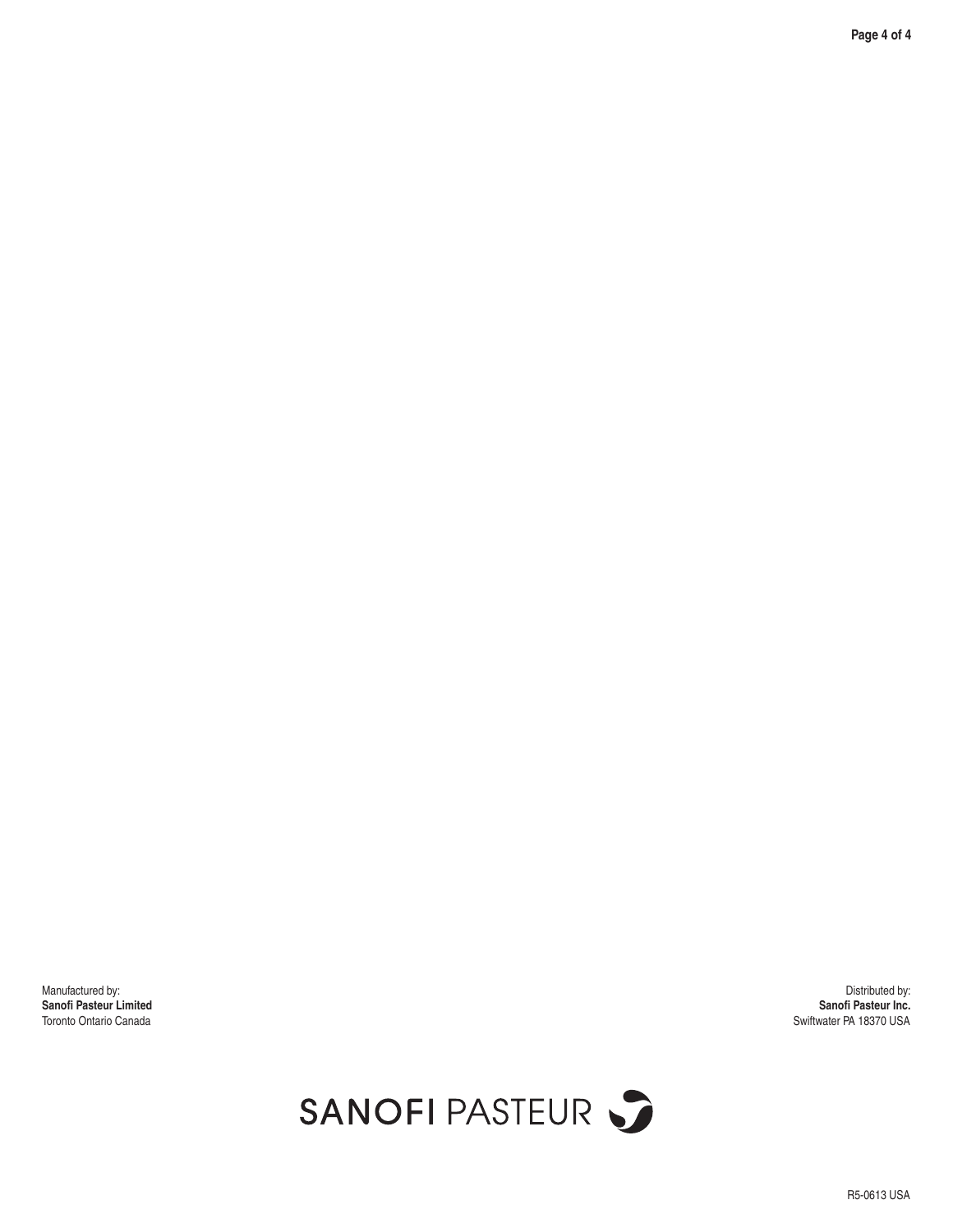Manufactured by:
**Sanofi Pasteur Limited**
Toronto Ontario Canada

Distributed by:
**Sanofi Pasteur Inc.**
Swiftwater PA 18370 USA

SANOFI PASTEUR

R5-0613 USA